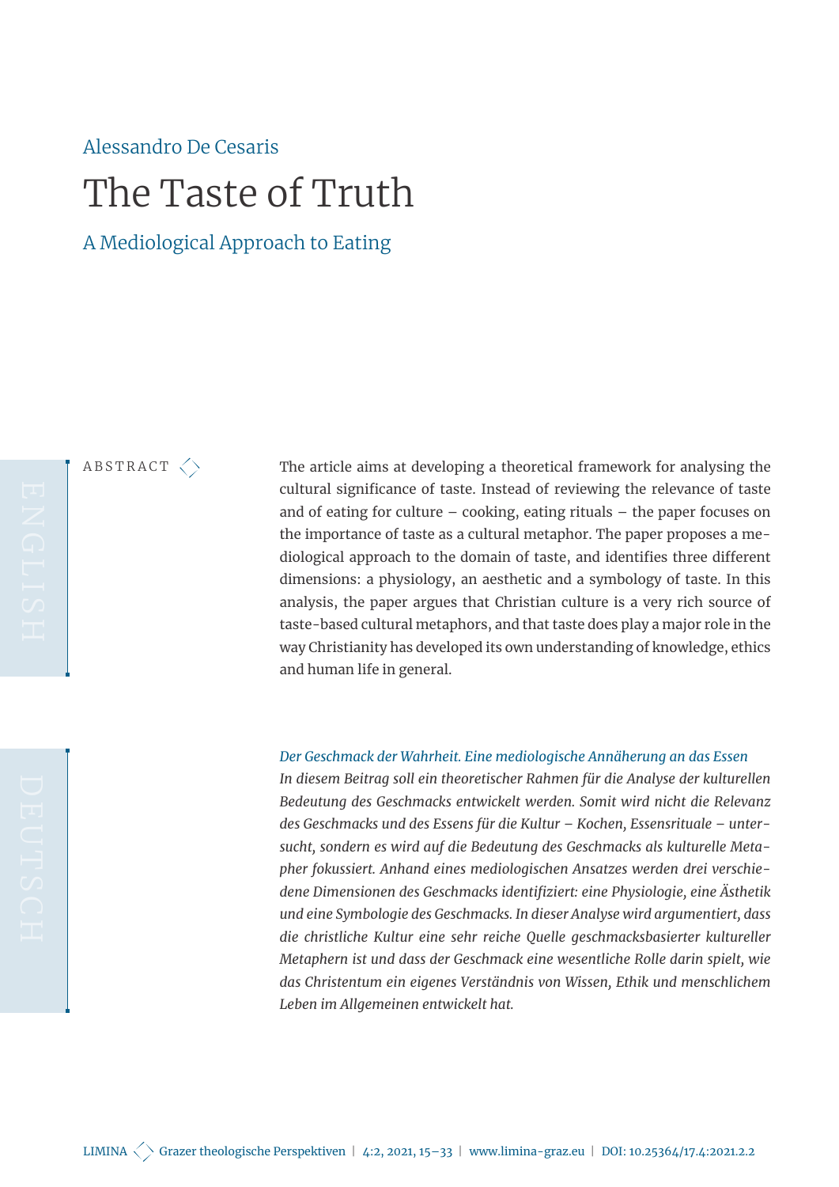Alessandro De Cesaris

# The Taste of Truth

## A Mediological Approach to Eating

ABSTRACT

The article aims at developing a theoretical framework for analysing the cultural significance of taste. Instead of reviewing the relevance of taste and of eating for culture – cooking, eating rituals – the paper focuses on the importance of taste as a cultural metaphor. The paper proposes a mediological approach to the domain of taste, and identifies three different dimensions: a physiology, an aesthetic and a symbology of taste. In this analysis, the paper argues that Christian culture is a very rich source of taste-based cultural metaphors, and that taste does play a major role in the way Christianity has developed its own understanding of knowledge, ethics and human life in general.

*Der Geschmack der Wahrheit. Eine mediologische Annäherung an das Essen*

*In diesem Beitrag soll ein theoretischer Rahmen für die Analyse der kulturellen Bedeutung des Geschmacks entwickelt werden. Somit wird nicht die Relevanz des Geschmacks und des Essens für die Kultur – Kochen, Essensrituale – untersucht, sondern es wird auf die Bedeutung des Geschmacks als kulturelle Metapher fokussiert. Anhand eines mediologischen Ansatzes werden drei verschiedene Dimensionen des Geschmacks identifiziert: eine Physiologie, eine Ästhetik und eine Symbologie des Geschmacks. In dieser Analyse wird argumentiert, dass die christliche Kultur eine sehr reiche Quelle geschmacksbasierter kultureller Metaphern ist und dass der Geschmack eine wesentliche Rolle darin spielt, wie das Christentum ein eigenes Verständnis von Wissen, Ethik und menschlichem Leben im Allgemeinen entwickelt hat.*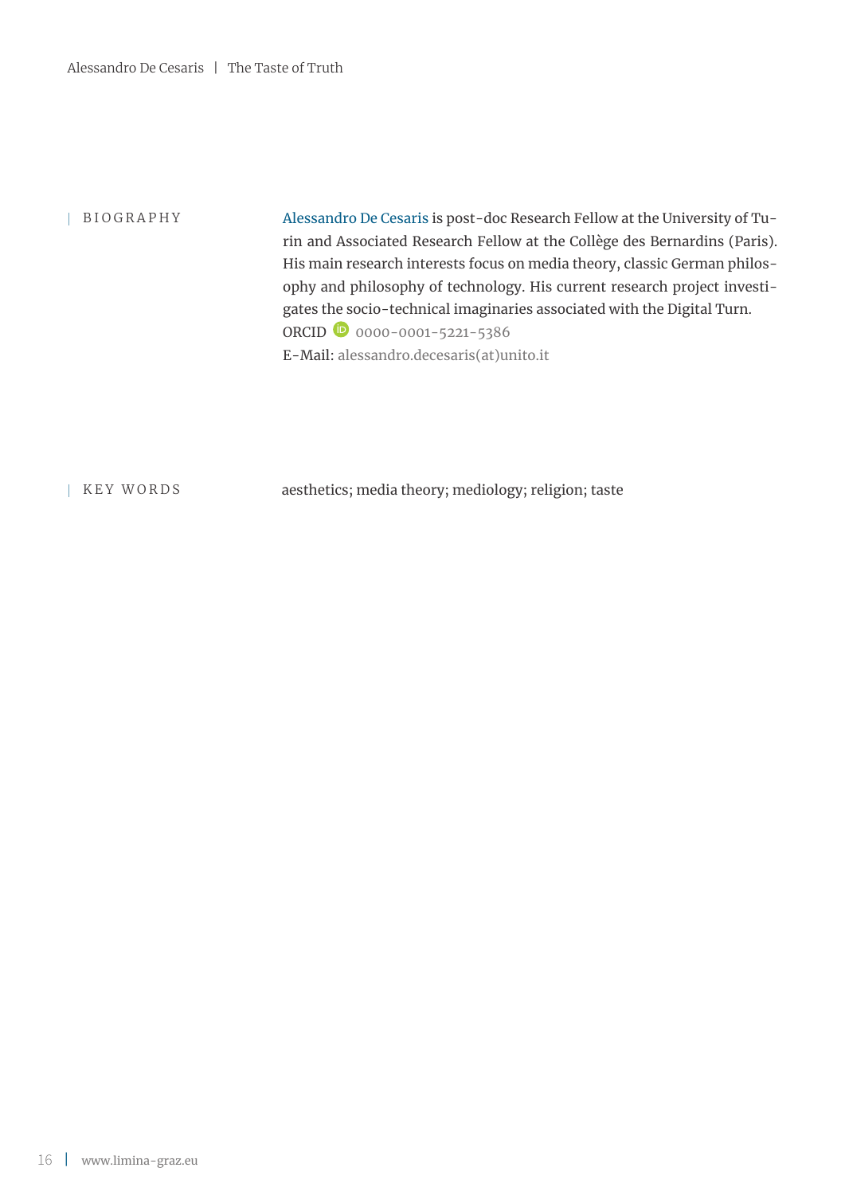## BIOGRAPHY

Alessandro De Cesaris is post-doc Research Fellow at the University of Turin and Associated Research Fellow at the Collège des Bernardins (Paris). His main research interests focus on media theory, classic German philosophy and philosophy of technology. His current research project investigates the socio-technical imaginaries associated with the Digital Turn.
ORCID 0000-0001-5221-5386
E-Mail: alessandro.decesaris(at)unito.it

## KEY WORDS

aesthetics; media theory; mediology; religion; taste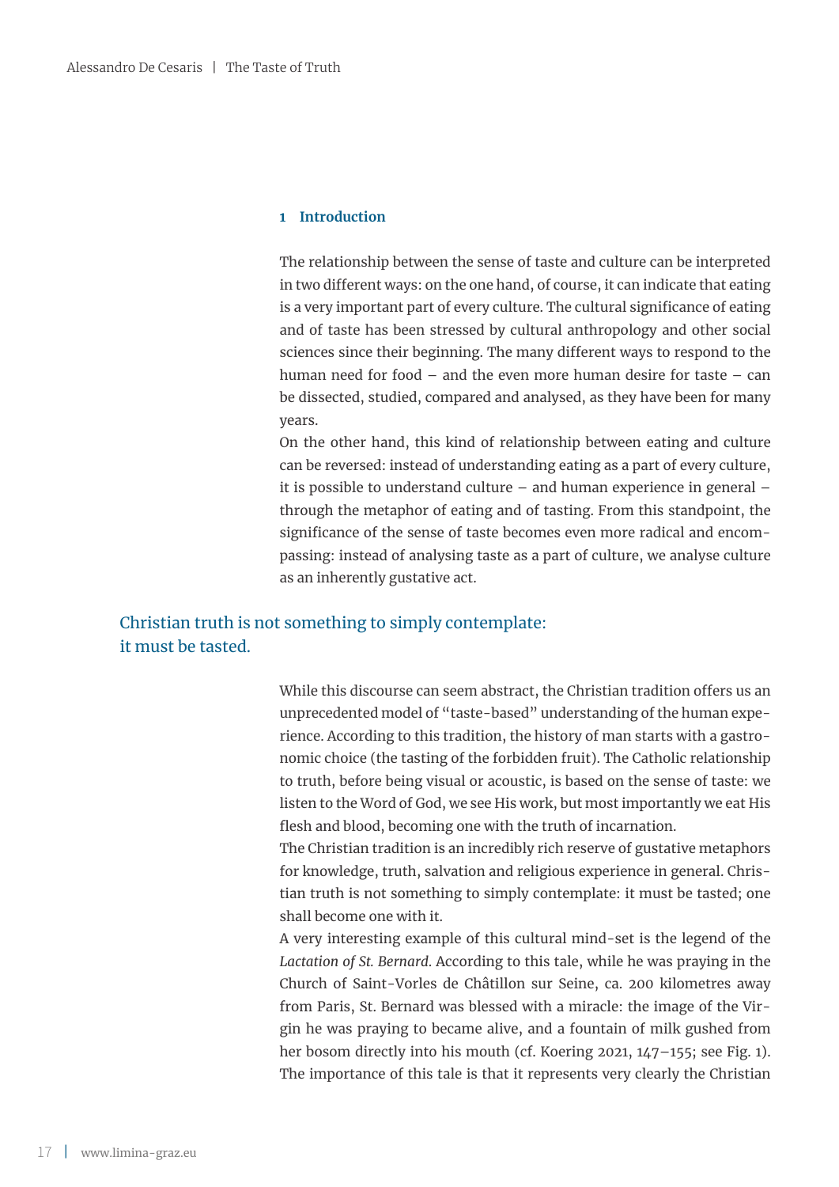## 1 Introduction

The relationship between the sense of taste and culture can be interpreted in two different ways: on the one hand, of course, it can indicate that eating is a very important part of every culture. The cultural significance of eating and of taste has been stressed by cultural anthropology and other social sciences since their beginning. The many different ways to respond to the human need for food – and the even more human desire for taste – can be dissected, studied, compared and analysed, as they have been for many years.

On the other hand, this kind of relationship between eating and culture can be reversed: instead of understanding eating as a part of every culture, it is possible to understand culture – and human experience in general – through the metaphor of eating and of tasting. From this standpoint, the significance of the sense of taste becomes even more radical and encompassing: instead of analysing taste as a part of culture, we analyse culture as an inherently gustative act.

> Christian truth is not something to simply contemplate: it must be tasted.

While this discourse can seem abstract, the Christian tradition offers us an unprecedented model of "taste-based" understanding of the human experience. According to this tradition, the history of man starts with a gastronomic choice (the tasting of the forbidden fruit). The Catholic relationship to truth, before being visual or acoustic, is based on the sense of taste: we listen to the Word of God, we see His work, but most importantly we eat His flesh and blood, becoming one with the truth of incarnation.

The Christian tradition is an incredibly rich reserve of gustative metaphors for knowledge, truth, salvation and religious experience in general. Christian truth is not something to simply contemplate: it must be tasted; one shall become one with it.

A very interesting example of this cultural mind-set is the legend of the *Lactation of St. Bernard*. According to this tale, while he was praying in the Church of Saint-Vorles de Châtillon sur Seine, ca. 200 kilometres away from Paris, St. Bernard was blessed with a miracle: the image of the Virgin he was praying to became alive, and a fountain of milk gushed from her bosom directly into his mouth (cf. Koering 2021, 147–155; see Fig. 1). The importance of this tale is that it represents very clearly the Christian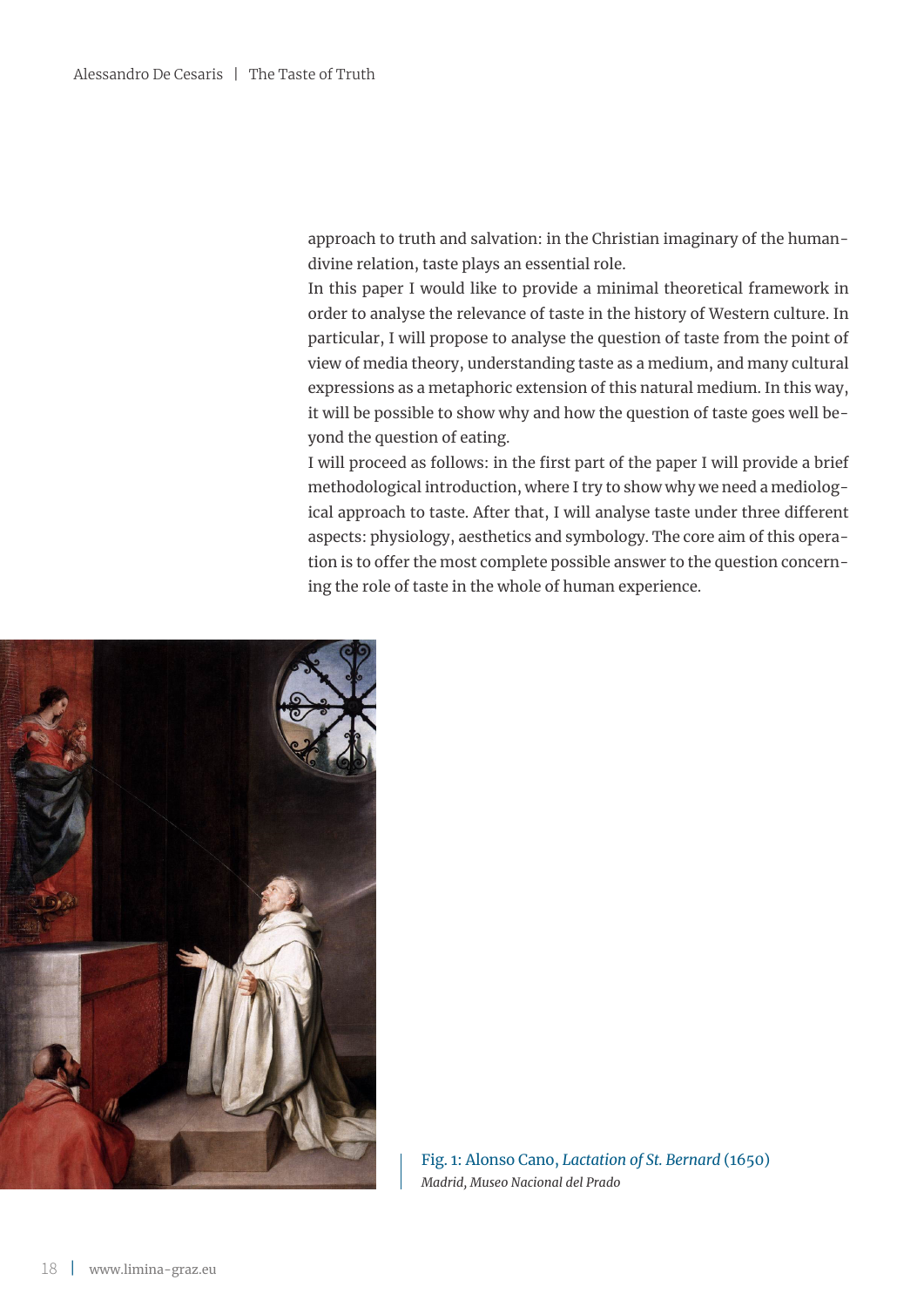approach to truth and salvation: in the Christian imaginary of the human-divine relation, taste plays an essential role.

In this paper I would like to provide a minimal theoretical framework in order to analyse the relevance of taste in the history of Western culture. In particular, I will propose to analyse the question of taste from the point of view of media theory, understanding taste as a medium, and many cultural expressions as a metaphoric extension of this natural medium. In this way, it will be possible to show why and how the question of taste goes well beyond the question of eating.

I will proceed as follows: in the first part of the paper I will provide a brief methodological introduction, where I try to show why we need a mediological approach to taste. After that, I will analyse taste under three different aspects: physiology, aesthetics and symbology. The core aim of this operation is to offer the most complete possible answer to the question concerning the role of taste in the whole of human experience.

Fig. 1: Alonso Cano, *Lactation of St. Bernard* (1650)
*Madrid, Museo Nacional del Prado*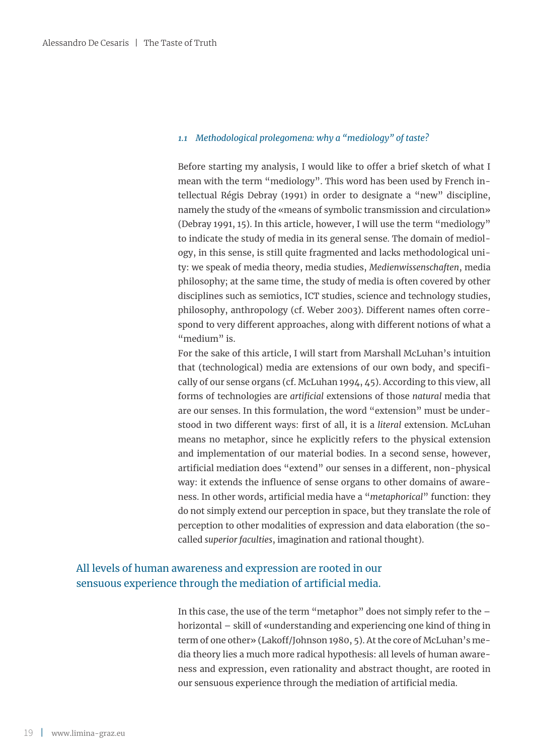### 1.1 Methodological prolegomena: why a "mediology" of taste?

Before starting my analysis, I would like to offer a brief sketch of what I mean with the term "mediology". This word has been used by French intellectual Régis Debray (1991) in order to designate a "new" discipline, namely the study of the «means of symbolic transmission and circulation» (Debray 1991, 15). In this article, however, I will use the term "mediology" to indicate the study of media in its general sense. The domain of mediology, in this sense, is still quite fragmented and lacks methodological unity: we speak of media theory, media studies, *Medienwissenschaften*, media philosophy; at the same time, the study of media is often covered by other disciplines such as semiotics, ICT studies, science and technology studies, philosophy, anthropology (cf. Weber 2003). Different names often correspond to very different approaches, along with different notions of what a "medium" is.

For the sake of this article, I will start from Marshall McLuhan's intuition that (technological) media are extensions of our own body, and specifically of our sense organs (cf. McLuhan 1994, 45). According to this view, all forms of technologies are *artificial* extensions of those *natural* media that are our senses. In this formulation, the word "extension" must be understood in two different ways: first of all, it is a *literal* extension. McLuhan means no metaphor, since he explicitly refers to the physical extension and implementation of our material bodies. In a second sense, however, artificial mediation does "extend" our senses in a different, non-physical way: it extends the influence of sense organs to other domains of awareness. In other words, artificial media have a "*metaphorical*" function: they do not simply extend our perception in space, but they translate the role of perception to other modalities of expression and data elaboration (the so-called *superior faculties*, imagination and rational thought).

> All levels of human awareness and expression are rooted in our sensuous experience through the mediation of artificial media.

In this case, the use of the term "metaphor" does not simply refer to the – horizontal – skill of «understanding and experiencing one kind of thing in term of one other» (Lakoff/Johnson 1980, 5). At the core of McLuhan's media theory lies a much more radical hypothesis: all levels of human awareness and expression, even rationality and abstract thought, are rooted in our sensuous experience through the mediation of artificial media.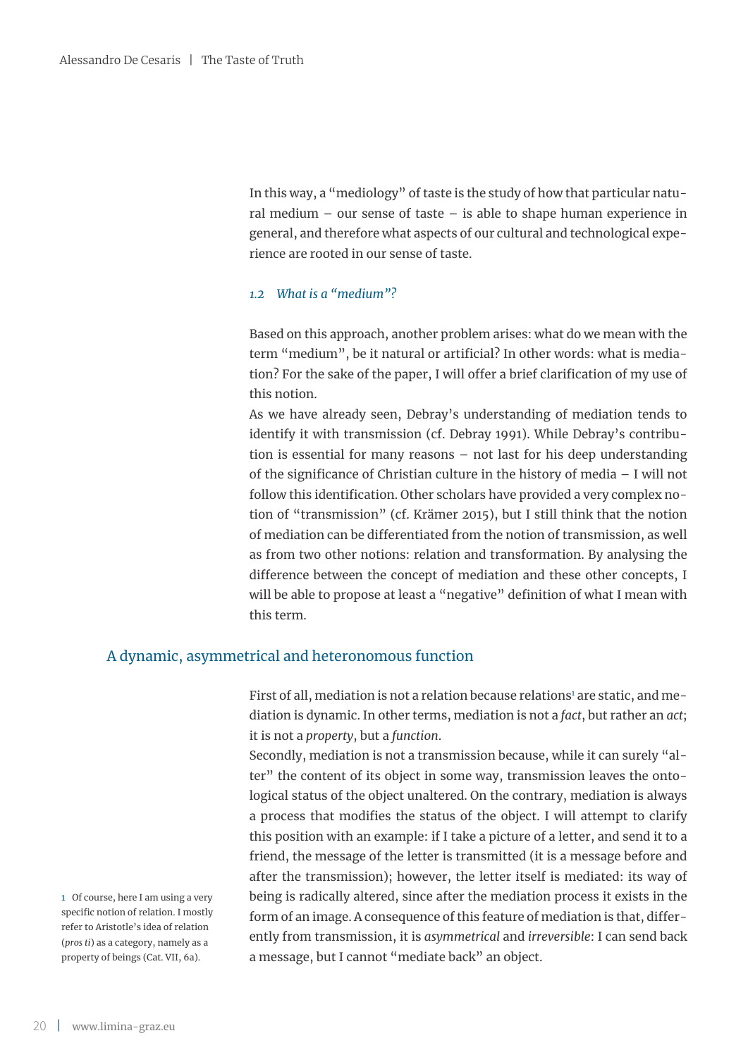In this way, a "mediology" of taste is the study of how that particular natural medium – our sense of taste – is able to shape human experience in general, and therefore what aspects of our cultural and technological experience are rooted in our sense of taste.

### 1.2 What is a "medium"?

Based on this approach, another problem arises: what do we mean with the term "medium", be it natural or artificial? In other words: what is mediation? For the sake of the paper, I will offer a brief clarification of my use of this notion.

As we have already seen, Debray's understanding of mediation tends to identify it with transmission (cf. Debray 1991). While Debray's contribution is essential for many reasons – not last for his deep understanding of the significance of Christian culture in the history of media – I will not follow this identification. Other scholars have provided a very complex notion of "transmission" (cf. Krämer 2015), but I still think that the notion of mediation can be differentiated from the notion of transmission, as well as from two other notions: relation and transformation. By analysing the difference between the concept of mediation and these other concepts, I will be able to propose at least a "negative" definition of what I mean with this term.

## A dynamic, asymmetrical and heteronomous function

First of all, mediation is not a relation because relations[1] are static, and mediation is dynamic. In other terms, mediation is not a *fact*, but rather an *act*; it is not a *property*, but a *function*.

Secondly, mediation is not a transmission because, while it can surely "alter" the content of its object in some way, transmission leaves the ontological status of the object unaltered. On the contrary, mediation is always a process that modifies the status of the object. I will attempt to clarify this position with an example: if I take a picture of a letter, and send it to a friend, the message of the letter is transmitted (it is a message before and after the transmission); however, the letter itself is mediated: its way of being is radically altered, since after the mediation process it exists in the form of an image. A consequence of this feature of mediation is that, differently from transmission, it is *asymmetrical* and *irreversible*: I can send back a message, but I cannot "mediate back" an object.

[1] Of course, here I am using a very specific notion of relation. I mostly refer to Aristotle's idea of relation (*pros ti*) as a category, namely as a property of beings (Cat. VII, 6a).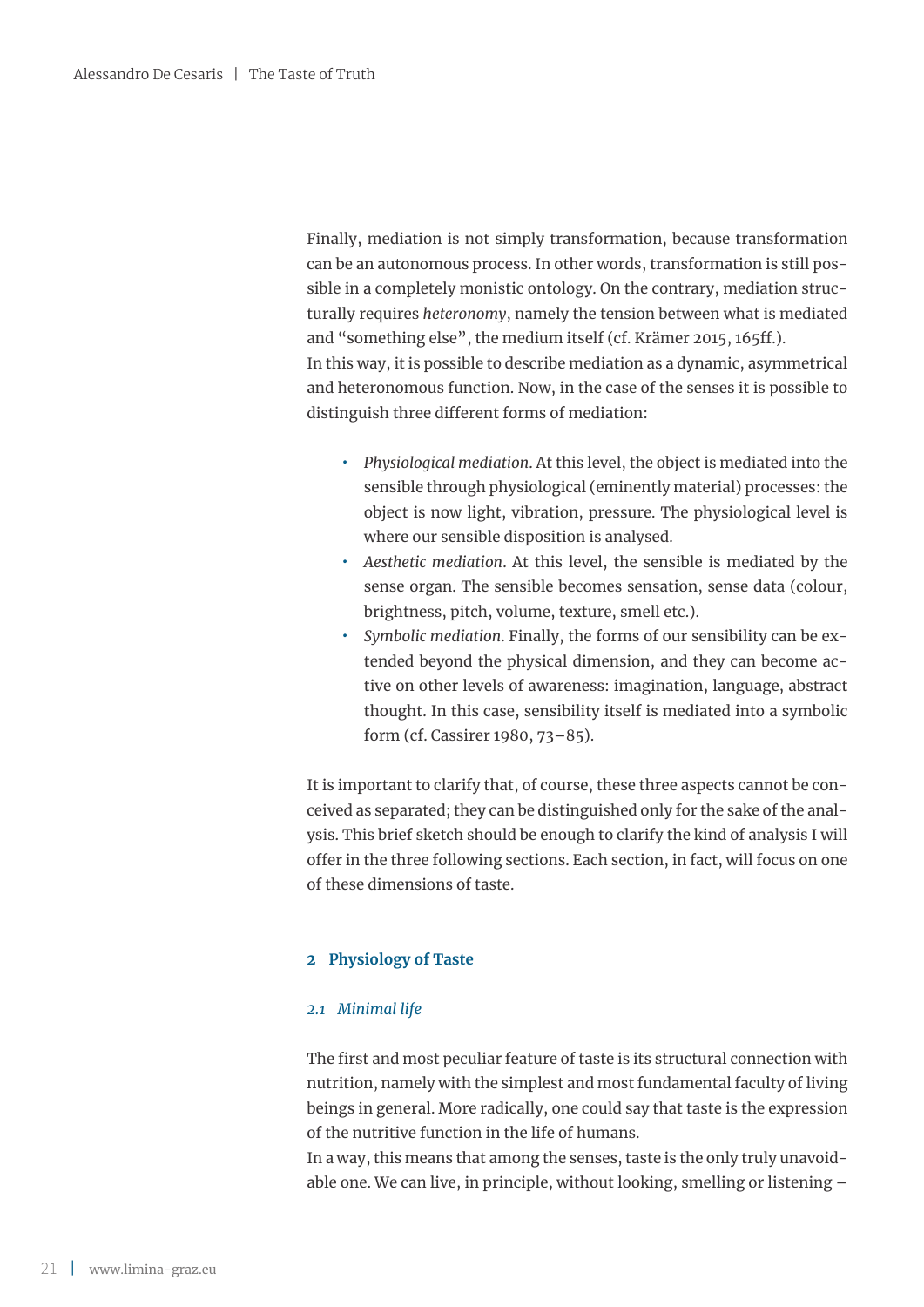Finally, mediation is not simply transformation, because transformation can be an autonomous process. In other words, transformation is still possible in a completely monistic ontology. On the contrary, mediation structurally requires *heteronomy*, namely the tension between what is mediated and "something else", the medium itself (cf. Krämer 2015, 165ff.).
In this way, it is possible to describe mediation as a dynamic, asymmetrical and heteronomous function. Now, in the case of the senses it is possible to distinguish three different forms of mediation:

- *Physiological mediation*. At this level, the object is mediated into the sensible through physiological (eminently material) processes: the object is now light, vibration, pressure. The physiological level is where our sensible disposition is analysed.
- *Aesthetic mediation*. At this level, the sensible is mediated by the sense organ. The sensible becomes sensation, sense data (colour, brightness, pitch, volume, texture, smell etc.).
- *Symbolic mediation*. Finally, the forms of our sensibility can be extended beyond the physical dimension, and they can become active on other levels of awareness: imagination, language, abstract thought. In this case, sensibility itself is mediated into a symbolic form (cf. Cassirer 1980, 73–85).

It is important to clarify that, of course, these three aspects cannot be conceived as separated; they can be distinguished only for the sake of the analysis. This brief sketch should be enough to clarify the kind of analysis I will offer in the three following sections. Each section, in fact, will focus on one of these dimensions of taste.

## 2 Physiology of Taste

### *2.1 Minimal life*

The first and most peculiar feature of taste is its structural connection with nutrition, namely with the simplest and most fundamental faculty of living beings in general. More radically, one could say that taste is the expression of the nutritive function in the life of humans.
In a way, this means that among the senses, taste is the only truly unavoidable one. We can live, in principle, without looking, smelling or listening –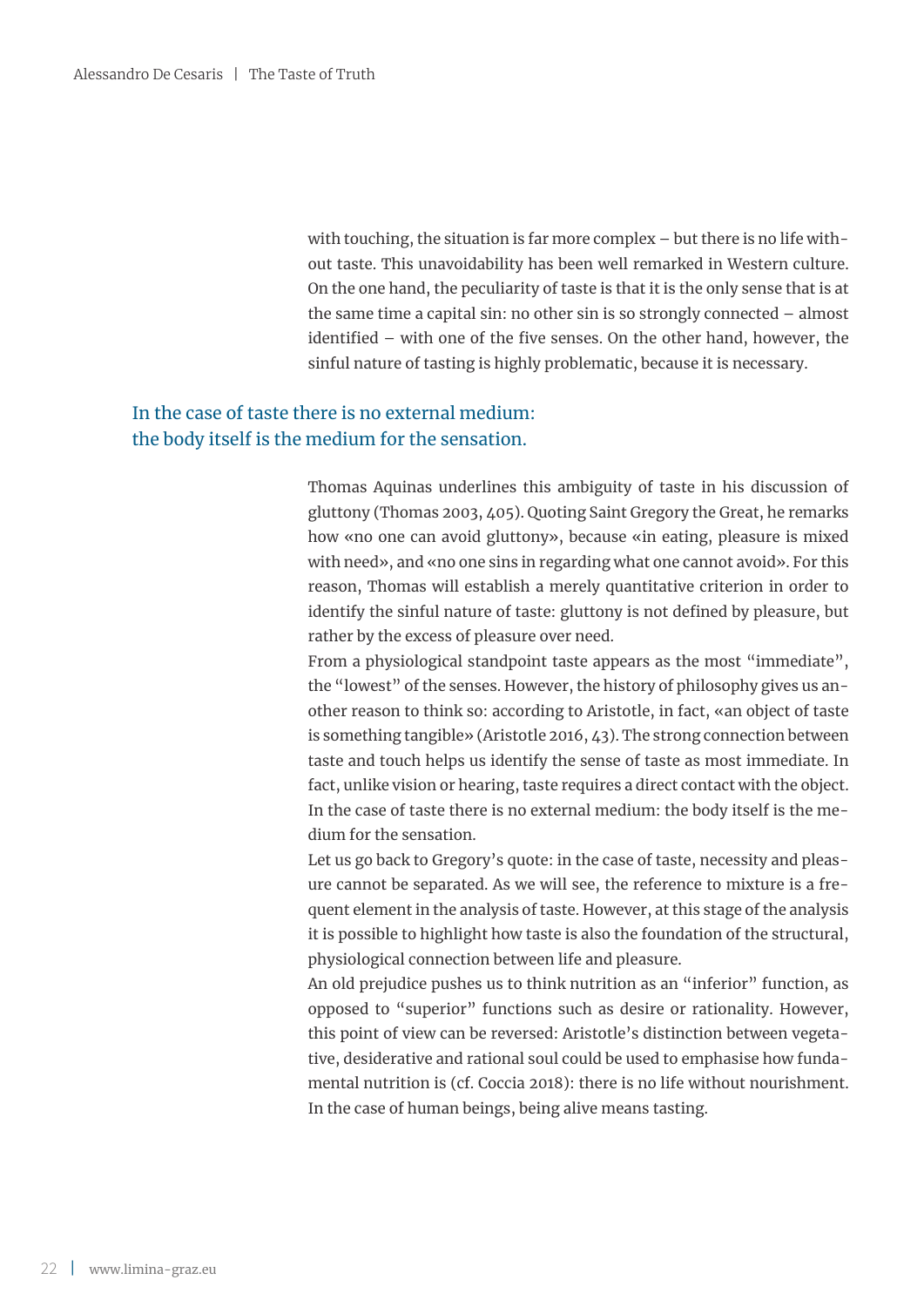with touching, the situation is far more complex – but there is no life without taste. This unavoidability has been well remarked in Western culture. On the one hand, the peculiarity of taste is that it is the only sense that is at the same time a capital sin: no other sin is so strongly connected – almost identified – with one of the five senses. On the other hand, however, the sinful nature of tasting is highly problematic, because it is necessary.

> In the case of taste there is no external medium: the body itself is the medium for the sensation.

Thomas Aquinas underlines this ambiguity of taste in his discussion of gluttony (Thomas 2003, 405). Quoting Saint Gregory the Great, he remarks how «no one can avoid gluttony», because «in eating, pleasure is mixed with need», and «no one sins in regarding what one cannot avoid». For this reason, Thomas will establish a merely quantitative criterion in order to identify the sinful nature of taste: gluttony is not defined by pleasure, but rather by the excess of pleasure over need.

From a physiological standpoint taste appears as the most "immediate", the "lowest" of the senses. However, the history of philosophy gives us another reason to think so: according to Aristotle, in fact, «an object of taste is something tangible» (Aristotle 2016, 43). The strong connection between taste and touch helps us identify the sense of taste as most immediate. In fact, unlike vision or hearing, taste requires a direct contact with the object. In the case of taste there is no external medium: the body itself is the medium for the sensation.

Let us go back to Gregory's quote: in the case of taste, necessity and pleasure cannot be separated. As we will see, the reference to mixture is a frequent element in the analysis of taste. However, at this stage of the analysis it is possible to highlight how taste is also the foundation of the structural, physiological connection between life and pleasure.

An old prejudice pushes us to think nutrition as an "inferior" function, as opposed to "superior" functions such as desire or rationality. However, this point of view can be reversed: Aristotle's distinction between vegetative, desiderative and rational soul could be used to emphasise how fundamental nutrition is (cf. Coccia 2018): there is no life without nourishment. In the case of human beings, being alive means tasting.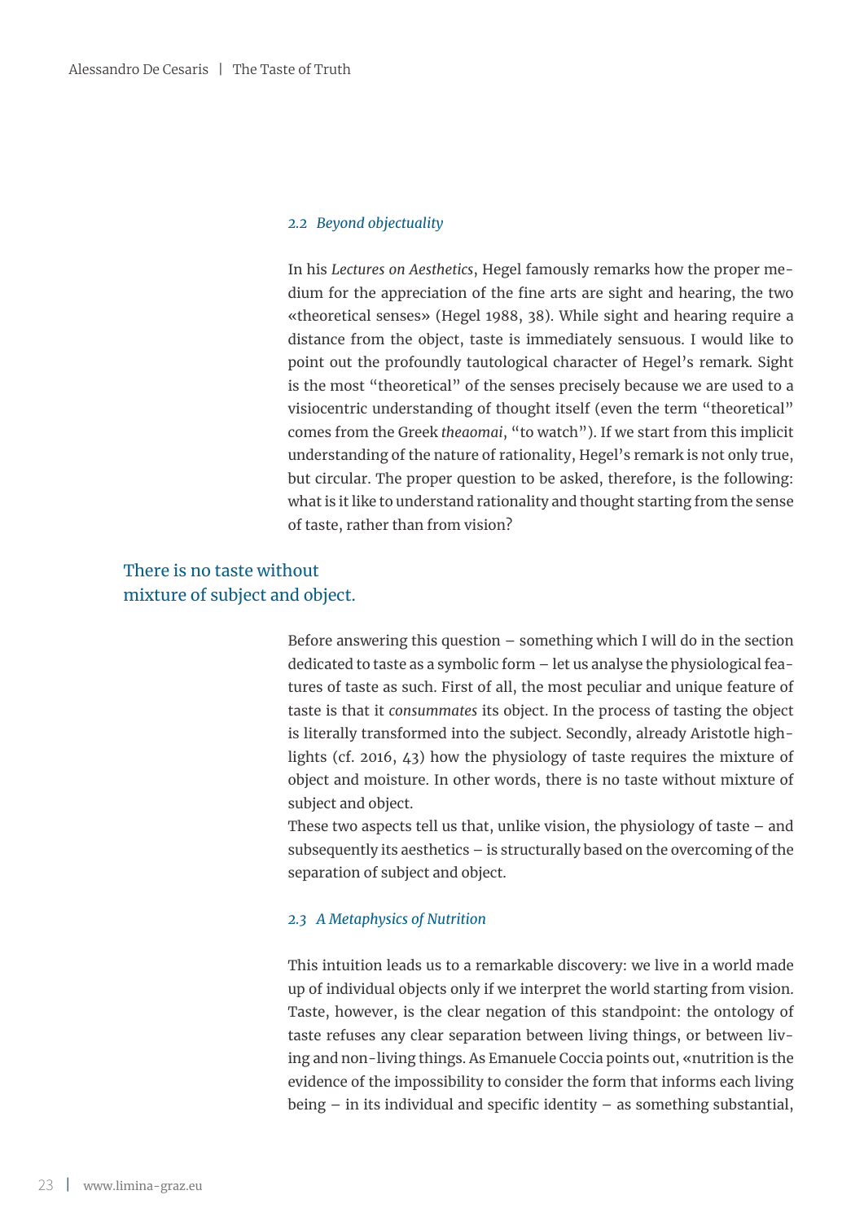### 2.2 *Beyond objectuality*

In his *Lectures on Aesthetics*, Hegel famously remarks how the proper medium for the appreciation of the fine arts are sight and hearing, the two «theoretical senses» (Hegel 1988, 38). While sight and hearing require a distance from the object, taste is immediately sensuous. I would like to point out the profoundly tautological character of Hegel's remark. Sight is the most "theoretical" of the senses precisely because we are used to a visiocentric understanding of thought itself (even the term "theoretical" comes from the Greek *theaomai*, "to watch"). If we start from this implicit understanding of the nature of rationality, Hegel's remark is not only true, but circular. The proper question to be asked, therefore, is the following: what is it like to understand rationality and thought starting from the sense of taste, rather than from vision?

There is no taste without mixture of subject and object.

Before answering this question – something which I will do in the section dedicated to taste as a symbolic form – let us analyse the physiological features of taste as such. First of all, the most peculiar and unique feature of taste is that it *consummates* its object. In the process of tasting the object is literally transformed into the subject. Secondly, already Aristotle highlights (cf. 2016, 43) how the physiology of taste requires the mixture of object and moisture. In other words, there is no taste without mixture of subject and object.

These two aspects tell us that, unlike vision, the physiology of taste – and subsequently its aesthetics – is structurally based on the overcoming of the separation of subject and object.

### 2.3 *A Metaphysics of Nutrition*

This intuition leads us to a remarkable discovery: we live in a world made up of individual objects only if we interpret the world starting from vision. Taste, however, is the clear negation of this standpoint: the ontology of taste refuses any clear separation between living things, or between living and non-living things. As Emanuele Coccia points out, «nutrition is the evidence of the impossibility to consider the form that informs each living being – in its individual and specific identity – as something substantial,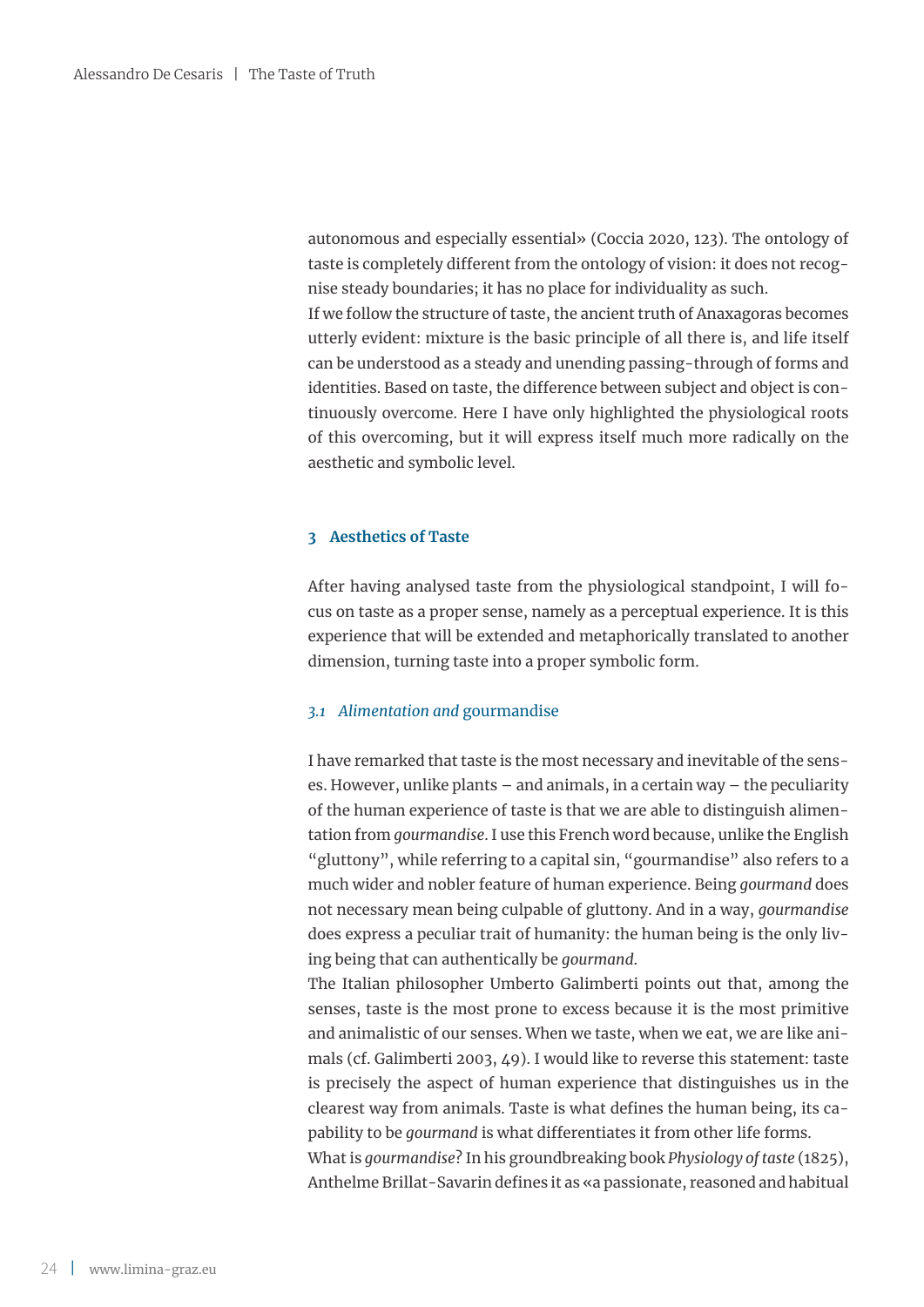autonomous and especially essential» (Coccia 2020, 123). The ontology of taste is completely different from the ontology of vision: it does not recognise steady boundaries; it has no place for individuality as such.
If we follow the structure of taste, the ancient truth of Anaxagoras becomes utterly evident: mixture is the basic principle of all there is, and life itself can be understood as a steady and unending passing-through of forms and identities. Based on taste, the difference between subject and object is continuously overcome. Here I have only highlighted the physiological roots of this overcoming, but it will express itself much more radically on the aesthetic and symbolic level.

## 3 Aesthetics of Taste

After having analysed taste from the physiological standpoint, I will focus on taste as a proper sense, namely as a perceptual experience. It is this experience that will be extended and metaphorically translated to another dimension, turning taste into a proper symbolic form.

### *3.1 Alimentation and* gourmandise

I have remarked that taste is the most necessary and inevitable of the senses. However, unlike plants – and animals, in a certain way – the peculiarity of the human experience of taste is that we are able to distinguish alimentation from *gourmandise*. I use this French word because, unlike the English "gluttony", while referring to a capital sin, "gourmandise" also refers to a much wider and nobler feature of human experience. Being *gourmand* does not necessary mean being culpable of gluttony. And in a way, *gourmandise* does express a peculiar trait of humanity: the human being is the only living being that can authentically be *gourmand*.
The Italian philosopher Umberto Galimberti points out that, among the senses, taste is the most prone to excess because it is the most primitive and animalistic of our senses. When we taste, when we eat, we are like animals (cf. Galimberti 2003, 49). I would like to reverse this statement: taste is precisely the aspect of human experience that distinguishes us in the clearest way from animals. Taste is what defines the human being, its capability to be *gourmand* is what differentiates it from other life forms.
What is *gourmandise*? In his groundbreaking book *Physiology of taste* (1825), Anthelme Brillat-Savarin defines it as «a passionate, reasoned and habitual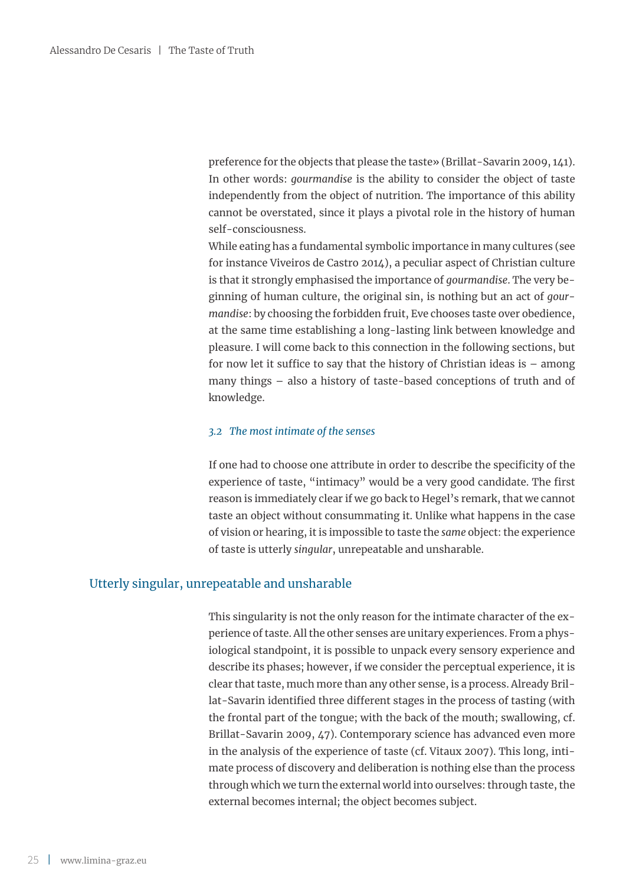preference for the objects that please the taste» (Brillat-Savarin 2009, 141). In other words: *gourmandise* is the ability to consider the object of taste independently from the object of nutrition. The importance of this ability cannot be overstated, since it plays a pivotal role in the history of human self-consciousness.

While eating has a fundamental symbolic importance in many cultures (see for instance Viveiros de Castro 2014), a peculiar aspect of Christian culture is that it strongly emphasised the importance of *gourmandise*. The very beginning of human culture, the original sin, is nothing but an act of *gourmandise*: by choosing the forbidden fruit, Eve chooses taste over obedience, at the same time establishing a long-lasting link between knowledge and pleasure. I will come back to this connection in the following sections, but for now let it suffice to say that the history of Christian ideas is – among many things – also a history of taste-based conceptions of truth and of knowledge.

### *3.2 The most intimate of the senses*

If one had to choose one attribute in order to describe the specificity of the experience of taste, "intimacy" would be a very good candidate. The first reason is immediately clear if we go back to Hegel's remark, that we cannot taste an object without consummating it. Unlike what happens in the case of vision or hearing, it is impossible to taste the *same* object: the experience of taste is utterly *singular*, unrepeatable and unsharable.

> Utterly singular, unrepeatable and unsharable

This singularity is not the only reason for the intimate character of the experience of taste. All the other senses are unitary experiences. From a physiological standpoint, it is possible to unpack every sensory experience and describe its phases; however, if we consider the perceptual experience, it is clear that taste, much more than any other sense, is a process. Already Brillat-Savarin identified three different stages in the process of tasting (with the frontal part of the tongue; with the back of the mouth; swallowing, cf. Brillat-Savarin 2009, 47). Contemporary science has advanced even more in the analysis of the experience of taste (cf. Vitaux 2007). This long, intimate process of discovery and deliberation is nothing else than the process through which we turn the external world into ourselves: through taste, the external becomes internal; the object becomes subject.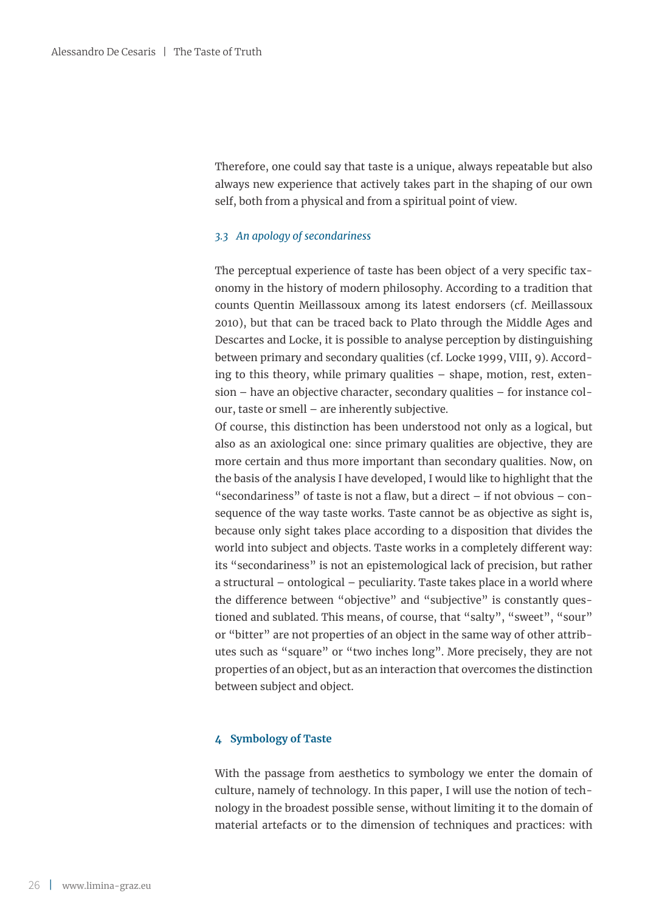Therefore, one could say that taste is a unique, always repeatable but also always new experience that actively takes part in the shaping of our own self, both from a physical and from a spiritual point of view.

### *3.3 An apology of secondariness*

The perceptual experience of taste has been object of a very specific taxonomy in the history of modern philosophy. According to a tradition that counts Quentin Meillassoux among its latest endorsers (cf. Meillassoux 2010), but that can be traced back to Plato through the Middle Ages and Descartes and Locke, it is possible to analyse perception by distinguishing between primary and secondary qualities (cf. Locke 1999, VIII, 9). According to this theory, while primary qualities – shape, motion, rest, extension – have an objective character, secondary qualities – for instance colour, taste or smell – are inherently subjective.

Of course, this distinction has been understood not only as a logical, but also as an axiological one: since primary qualities are objective, they are more certain and thus more important than secondary qualities. Now, on the basis of the analysis I have developed, I would like to highlight that the "secondariness" of taste is not a flaw, but a direct – if not obvious – consequence of the way taste works. Taste cannot be as objective as sight is, because only sight takes place according to a disposition that divides the world into subject and objects. Taste works in a completely different way: its "secondariness" is not an epistemological lack of precision, but rather a structural – ontological – peculiarity. Taste takes place in a world where the difference between "objective" and "subjective" is constantly questioned and sublated. This means, of course, that "salty", "sweet", "sour" or "bitter" are not properties of an object in the same way of other attributes such as "square" or "two inches long". More precisely, they are not properties of an object, but as an interaction that overcomes the distinction between subject and object.

## 4 Symbology of Taste

With the passage from aesthetics to symbology we enter the domain of culture, namely of technology. In this paper, I will use the notion of technology in the broadest possible sense, without limiting it to the domain of material artefacts or to the dimension of techniques and practices: with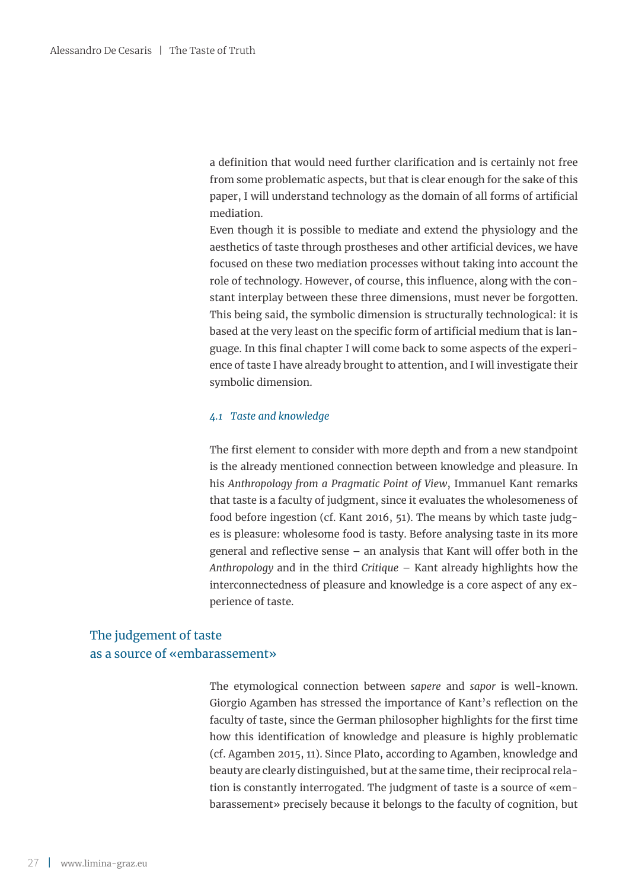a definition that would need further clarification and is certainly not free from some problematic aspects, but that is clear enough for the sake of this paper, I will understand technology as the domain of all forms of artificial mediation.

Even though it is possible to mediate and extend the physiology and the aesthetics of taste through prostheses and other artificial devices, we have focused on these two mediation processes without taking into account the role of technology. However, of course, this influence, along with the constant interplay between these three dimensions, must never be forgotten. This being said, the symbolic dimension is structurally technological: it is based at the very least on the specific form of artificial medium that is language. In this final chapter I will come back to some aspects of the experience of taste I have already brought to attention, and I will investigate their symbolic dimension.

### *4.1 Taste and knowledge*

The first element to consider with more depth and from a new standpoint is the already mentioned connection between knowledge and pleasure. In his *Anthropology from a Pragmatic Point of View*, Immanuel Kant remarks that taste is a faculty of judgment, since it evaluates the wholesomeness of food before ingestion (cf. Kant 2016, 51). The means by which taste judges is pleasure: wholesome food is tasty. Before analysing taste in its more general and reflective sense – an analysis that Kant will offer both in the *Anthropology* and in the third *Critique* – Kant already highlights how the interconnectedness of pleasure and knowledge is a core aspect of any experience of taste.

The judgement of taste as a source of «embarassement»

The etymological connection between *sapere* and *sapor* is well-known. Giorgio Agamben has stressed the importance of Kant's reflection on the faculty of taste, since the German philosopher highlights for the first time how this identification of knowledge and pleasure is highly problematic (cf. Agamben 2015, 11). Since Plato, according to Agamben, knowledge and beauty are clearly distinguished, but at the same time, their reciprocal relation is constantly interrogated. The judgment of taste is a source of «embarassement» precisely because it belongs to the faculty of cognition, but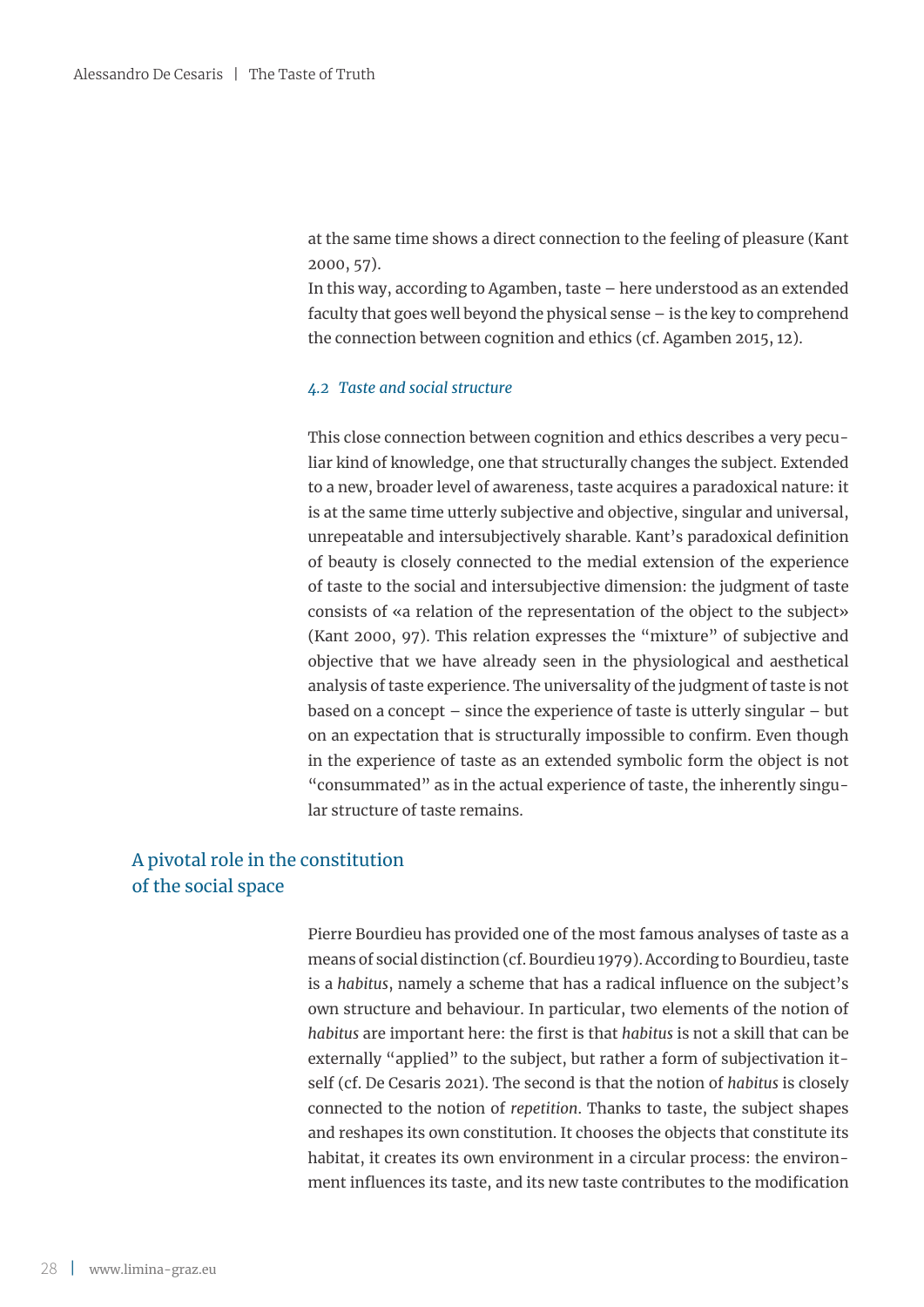at the same time shows a direct connection to the feeling of pleasure (Kant 2000, 57).

In this way, according to Agamben, taste – here understood as an extended faculty that goes well beyond the physical sense – is the key to comprehend the connection between cognition and ethics (cf. Agamben 2015, 12).

### *4.2 Taste and social structure*

This close connection between cognition and ethics describes a very peculiar kind of knowledge, one that structurally changes the subject. Extended to a new, broader level of awareness, taste acquires a paradoxical nature: it is at the same time utterly subjective and objective, singular and universal, unrepeatable and intersubjectively sharable. Kant's paradoxical definition of beauty is closely connected to the medial extension of the experience of taste to the social and intersubjective dimension: the judgment of taste consists of «a relation of the representation of the object to the subject» (Kant 2000, 97). This relation expresses the "mixture" of subjective and objective that we have already seen in the physiological and aesthetical analysis of taste experience. The universality of the judgment of taste is not based on a concept – since the experience of taste is utterly singular – but on an expectation that is structurally impossible to confirm. Even though in the experience of taste as an extended symbolic form the object is not "consummated" as in the actual experience of taste, the inherently singular structure of taste remains.

A pivotal role in the constitution of the social space

Pierre Bourdieu has provided one of the most famous analyses of taste as a means of social distinction (cf. Bourdieu 1979). According to Bourdieu, taste is a *habitus*, namely a scheme that has a radical influence on the subject's own structure and behaviour. In particular, two elements of the notion of *habitus* are important here: the first is that *habitus* is not a skill that can be externally "applied" to the subject, but rather a form of subjectivation itself (cf. De Cesaris 2021). The second is that the notion of *habitus* is closely connected to the notion of *repetition*. Thanks to taste, the subject shapes and reshapes its own constitution. It chooses the objects that constitute its habitat, it creates its own environment in a circular process: the environment influences its taste, and its new taste contributes to the modification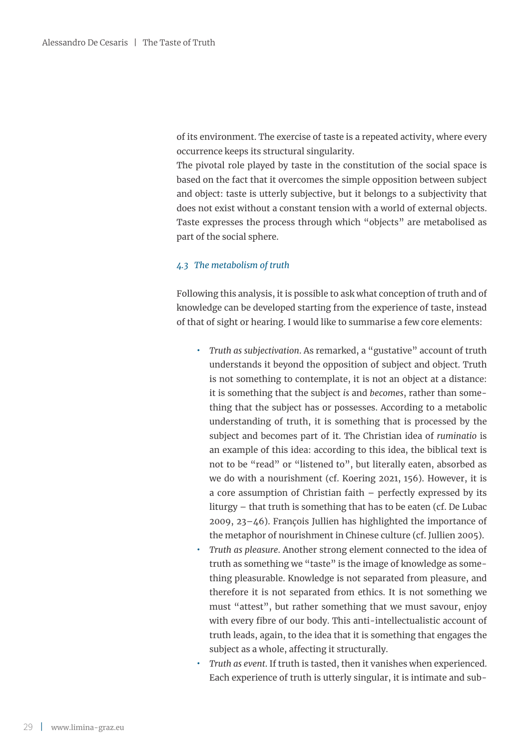of its environment. The exercise of taste is a repeated activity, where every occurrence keeps its structural singularity.

The pivotal role played by taste in the constitution of the social space is based on the fact that it overcomes the simple opposition between subject and object: taste is utterly subjective, but it belongs to a subjectivity that does not exist without a constant tension with a world of external objects. Taste expresses the process through which "objects" are metabolised as part of the social sphere.

### *4.3 The metabolism of truth*

Following this analysis, it is possible to ask what conception of truth and of knowledge can be developed starting from the experience of taste, instead of that of sight or hearing. I would like to summarise a few core elements:

- *Truth as subjectivation*. As remarked, a "gustative" account of truth understands it beyond the opposition of subject and object. Truth is not something to contemplate, it is not an object at a distance: it is something that the subject *is* and *becomes*, rather than something that the subject has or possesses. According to a metabolic understanding of truth, it is something that is processed by the subject and becomes part of it. The Christian idea of *ruminatio* is an example of this idea: according to this idea, the biblical text is not to be "read" or "listened to", but literally eaten, absorbed as we do with a nourishment (cf. Koering 2021, 156). However, it is a core assumption of Christian faith – perfectly expressed by its liturgy – that truth is something that has to be eaten (cf. De Lubac 2009, 23–46). François Jullien has highlighted the importance of the metaphor of nourishment in Chinese culture (cf. Jullien 2005).
- *Truth as pleasure*. Another strong element connected to the idea of truth as something we "taste" is the image of knowledge as something pleasurable. Knowledge is not separated from pleasure, and therefore it is not separated from ethics. It is not something we must "attest", but rather something that we must savour, enjoy with every fibre of our body. This anti-intellectualistic account of truth leads, again, to the idea that it is something that engages the subject as a whole, affecting it structurally.
- *Truth as event*. If truth is tasted, then it vanishes when experienced. Each experience of truth is utterly singular, it is intimate and sub-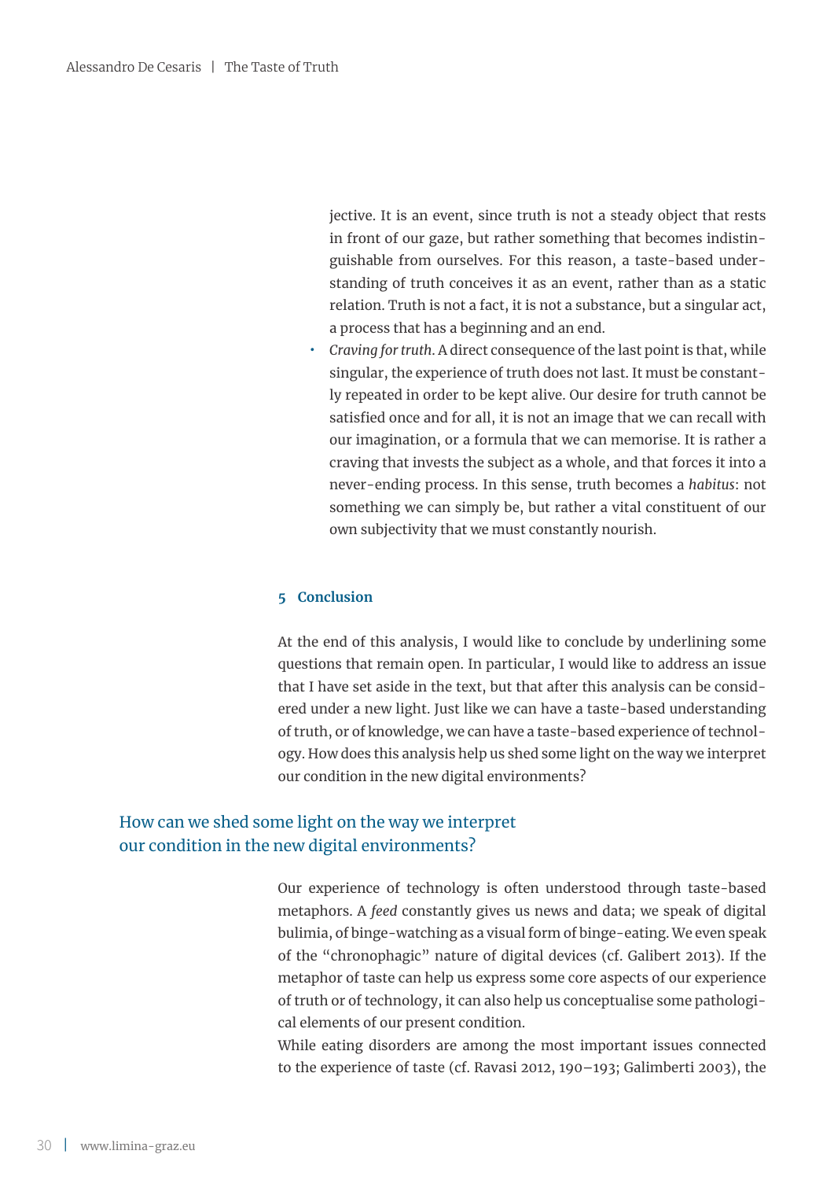jective. It is an event, since truth is not a steady object that rests in front of our gaze, but rather something that becomes indistinguishable from ourselves. For this reason, a taste-based understanding of truth conceives it as an event, rather than as a static relation. Truth is not a fact, it is not a substance, but a singular act, a process that has a beginning and an end.

- *Craving for truth.* A direct consequence of the last point is that, while singular, the experience of truth does not last. It must be constantly repeated in order to be kept alive. Our desire for truth cannot be satisfied once and for all, it is not an image that we can recall with our imagination, or a formula that we can memorise. It is rather a craving that invests the subject as a whole, and that forces it into a never-ending process. In this sense, truth becomes a *habitus*: not something we can simply be, but rather a vital constituent of our own subjectivity that we must constantly nourish.

## 5 Conclusion

At the end of this analysis, I would like to conclude by underlining some questions that remain open. In particular, I would like to address an issue that I have set aside in the text, but that after this analysis can be considered under a new light. Just like we can have a taste-based understanding of truth, or of knowledge, we can have a taste-based experience of technology. How does this analysis help us shed some light on the way we interpret our condition in the new digital environments?

How can we shed some light on the way we interpret our condition in the new digital environments?

Our experience of technology is often understood through taste-based metaphors. A *feed* constantly gives us news and data; we speak of digital bulimia, of binge-watching as a visual form of binge-eating. We even speak of the "chronophagic" nature of digital devices (cf. Galibert 2013). If the metaphor of taste can help us express some core aspects of our experience of truth or of technology, it can also help us conceptualise some pathological elements of our present condition.

While eating disorders are among the most important issues connected to the experience of taste (cf. Ravasi 2012, 190–193; Galimberti 2003), the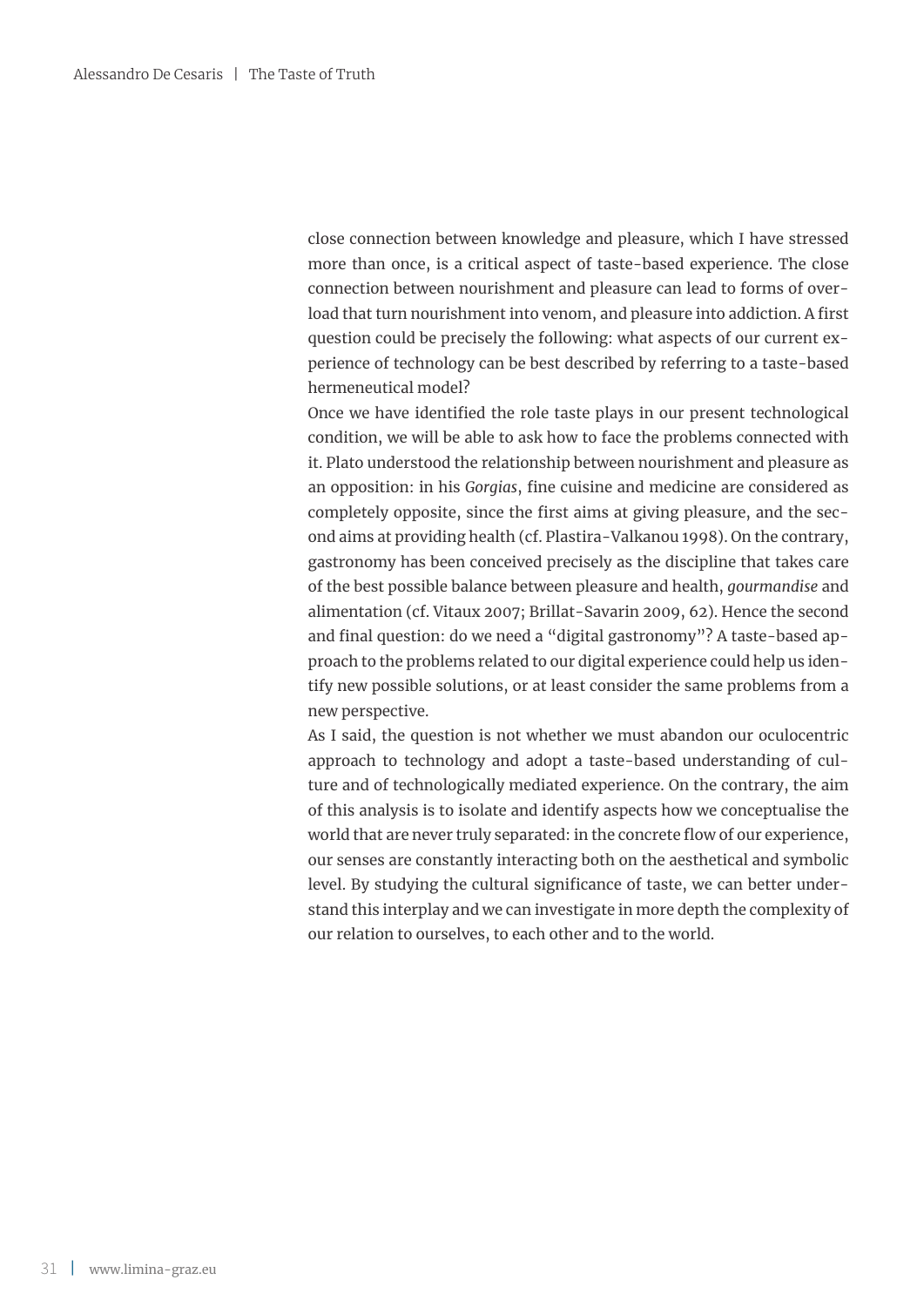close connection between knowledge and pleasure, which I have stressed more than once, is a critical aspect of taste-based experience. The close connection between nourishment and pleasure can lead to forms of overload that turn nourishment into venom, and pleasure into addiction. A first question could be precisely the following: what aspects of our current experience of technology can be best described by referring to a taste-based hermeneutical model?

Once we have identified the role taste plays in our present technological condition, we will be able to ask how to face the problems connected with it. Plato understood the relationship between nourishment and pleasure as an opposition: in his *Gorgias*, fine cuisine and medicine are considered as completely opposite, since the first aims at giving pleasure, and the second aims at providing health (cf. Plastira-Valkanou 1998). On the contrary, gastronomy has been conceived precisely as the discipline that takes care of the best possible balance between pleasure and health, *gourmandise* and alimentation (cf. Vitaux 2007; Brillat-Savarin 2009, 62). Hence the second and final question: do we need a "digital gastronomy"? A taste-based approach to the problems related to our digital experience could help us identify new possible solutions, or at least consider the same problems from a new perspective.

As I said, the question is not whether we must abandon our oculocentric approach to technology and adopt a taste-based understanding of culture and of technologically mediated experience. On the contrary, the aim of this analysis is to isolate and identify aspects how we conceptualise the world that are never truly separated: in the concrete flow of our experience, our senses are constantly interacting both on the aesthetical and symbolic level. By studying the cultural significance of taste, we can better understand this interplay and we can investigate in more depth the complexity of our relation to ourselves, to each other and to the world.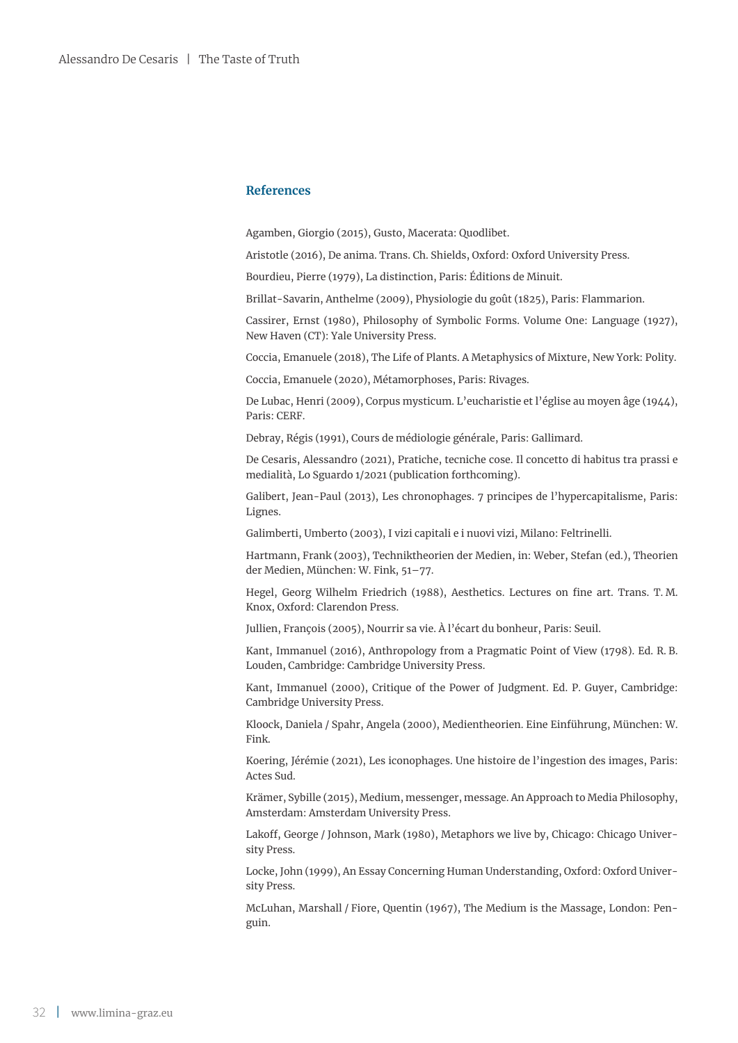## References

Agamben, Giorgio (2015), Gusto, Macerata: Quodlibet.

Aristotle (2016), De anima. Trans. Ch. Shields, Oxford: Oxford University Press.

Bourdieu, Pierre (1979), La distinction, Paris: Éditions de Minuit.

Brillat-Savarin, Anthelme (2009), Physiologie du goût (1825), Paris: Flammarion.

Cassirer, Ernst (1980), Philosophy of Symbolic Forms. Volume One: Language (1927), New Haven (CT): Yale University Press.

Coccia, Emanuele (2018), The Life of Plants. A Metaphysics of Mixture, New York: Polity.

Coccia, Emanuele (2020), Métamorphoses, Paris: Rivages.

De Lubac, Henri (2009), Corpus mysticum. L'eucharistie et l'église au moyen âge (1944), Paris: CERF.

Debray, Régis (1991), Cours de médiologie générale, Paris: Gallimard.

De Cesaris, Alessandro (2021), Pratiche, tecniche cose. Il concetto di habitus tra prassi e medialità, Lo Sguardo 1/2021 (publication forthcoming).

Galibert, Jean-Paul (2013), Les chronophages. 7 principes de l'hypercapitalisme, Paris: Lignes.

Galimberti, Umberto (2003), I vizi capitali e i nuovi vizi, Milano: Feltrinelli.

Hartmann, Frank (2003), Techniktheorien der Medien, in: Weber, Stefan (ed.), Theorien der Medien, München: W. Fink, 51–77.

Hegel, Georg Wilhelm Friedrich (1988), Aesthetics. Lectures on fine art. Trans. T. M. Knox, Oxford: Clarendon Press.

Jullien, François (2005), Nourrir sa vie. À l'écart du bonheur, Paris: Seuil.

Kant, Immanuel (2016), Anthropology from a Pragmatic Point of View (1798). Ed. R. B. Louden, Cambridge: Cambridge University Press.

Kant, Immanuel (2000), Critique of the Power of Judgment. Ed. P. Guyer, Cambridge: Cambridge University Press.

Kloock, Daniela / Spahr, Angela (2000), Medientheorien. Eine Einführung, München: W. Fink.

Koering, Jérémie (2021), Les iconophages. Une histoire de l'ingestion des images, Paris: Actes Sud.

Krämer, Sybille (2015), Medium, messenger, message. An Approach to Media Philosophy, Amsterdam: Amsterdam University Press.

Lakoff, George / Johnson, Mark (1980), Metaphors we live by, Chicago: Chicago University Press.

Locke, John (1999), An Essay Concerning Human Understanding, Oxford: Oxford University Press.

McLuhan, Marshall / Fiore, Quentin (1967), The Medium is the Massage, London: Penguin.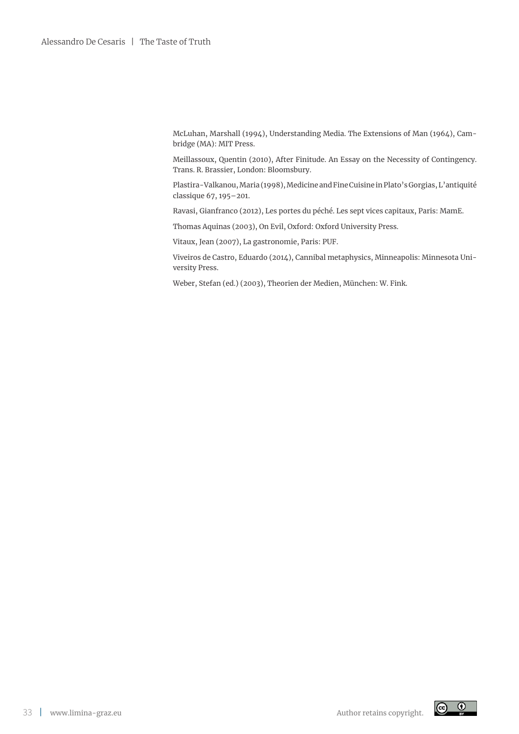McLuhan, Marshall (1994), Understanding Media. The Extensions of Man (1964), Cambridge (MA): MIT Press.

Meillassoux, Quentin (2010), After Finitude. An Essay on the Necessity of Contingency. Trans. R. Brassier, London: Bloomsbury.

Plastira-Valkanou, Maria (1998), Medicine and Fine Cuisine in Plato's Gorgias, L'antiquité classique 67, 195–201.

Ravasi, Gianfranco (2012), Les portes du péché. Les sept vices capitaux, Paris: MamE.

Thomas Aquinas (2003), On Evil, Oxford: Oxford University Press.

Vitaux, Jean (2007), La gastronomie, Paris: PUF.

Viveiros de Castro, Eduardo (2014), Cannibal metaphysics, Minneapolis: Minnesota University Press.

Weber, Stefan (ed.) (2003), Theorien der Medien, München: W. Fink.